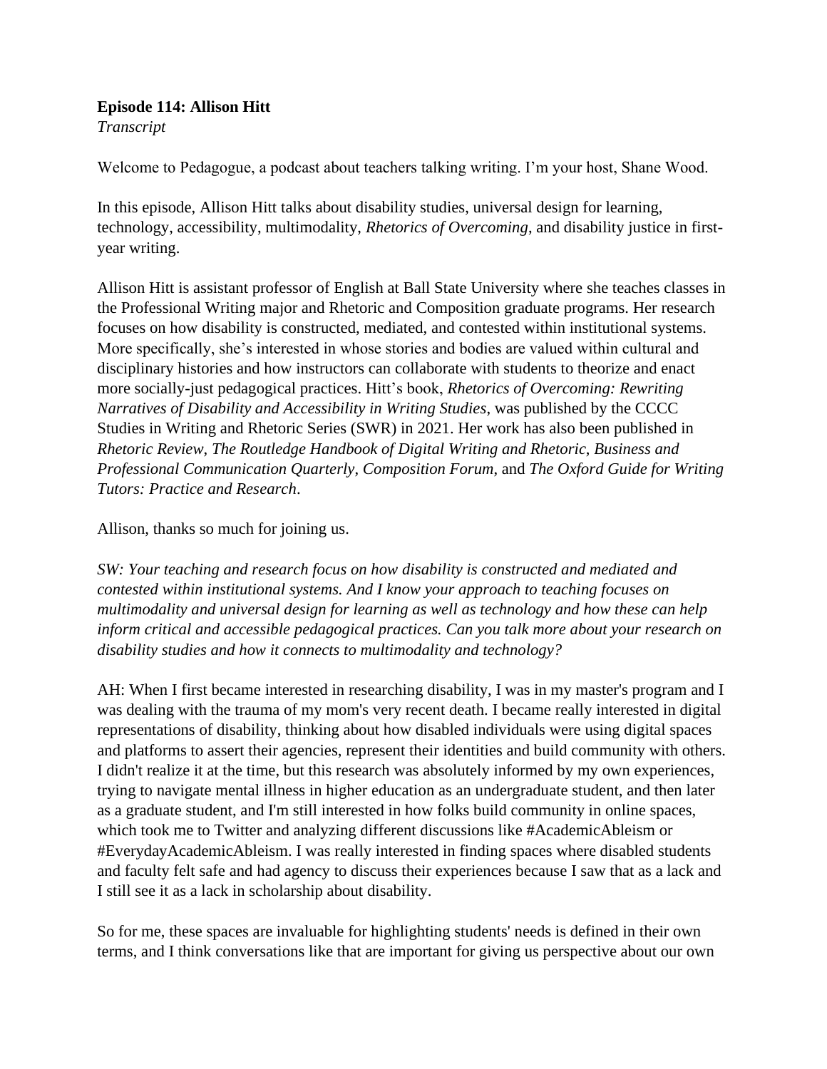**Episode 114: Allison Hitt**
*Transcript*

Welcome to Pedagogue, a podcast about teachers talking writing. I'm your host, Shane Wood.

In this episode, Allison Hitt talks about disability studies, universal design for learning, technology, accessibility, multimodality, *Rhetorics of Overcoming*, and disability justice in first-year writing.

Allison Hitt is assistant professor of English at Ball State University where she teaches classes in the Professional Writing major and Rhetoric and Composition graduate programs. Her research focuses on how disability is constructed, mediated, and contested within institutional systems. More specifically, she's interested in whose stories and bodies are valued within cultural and disciplinary histories and how instructors can collaborate with students to theorize and enact more socially-just pedagogical practices. Hitt's book, *Rhetorics of Overcoming: Rewriting Narratives of Disability and Accessibility in Writing Studies*, was published by the CCCC Studies in Writing and Rhetoric Series (SWR) in 2021. Her work has also been published in *Rhetoric Review*, *The Routledge Handbook of Digital Writing and Rhetoric*, *Business and Professional Communication Quarterly*, *Composition Forum*, and *The Oxford Guide for Writing Tutors: Practice and Research*.

Allison, thanks so much for joining us.

*SW: Your teaching and research focus on how disability is constructed and mediated and contested within institutional systems. And I know your approach to teaching focuses on multimodality and universal design for learning as well as technology and how these can help inform critical and accessible pedagogical practices. Can you talk more about your research on disability studies and how it connects to multimodality and technology?*

AH: When I first became interested in researching disability, I was in my master's program and I was dealing with the trauma of my mom's very recent death. I became really interested in digital representations of disability, thinking about how disabled individuals were using digital spaces and platforms to assert their agencies, represent their identities and build community with others. I didn't realize it at the time, but this research was absolutely informed by my own experiences, trying to navigate mental illness in higher education as an undergraduate student, and then later as a graduate student, and I'm still interested in how folks build community in online spaces, which took me to Twitter and analyzing different discussions like #AcademicAbleism or #EverydayAcademicAbleism. I was really interested in finding spaces where disabled students and faculty felt safe and had agency to discuss their experiences because I saw that as a lack and I still see it as a lack in scholarship about disability.

So for me, these spaces are invaluable for highlighting students' needs is defined in their own terms, and I think conversations like that are important for giving us perspective about our own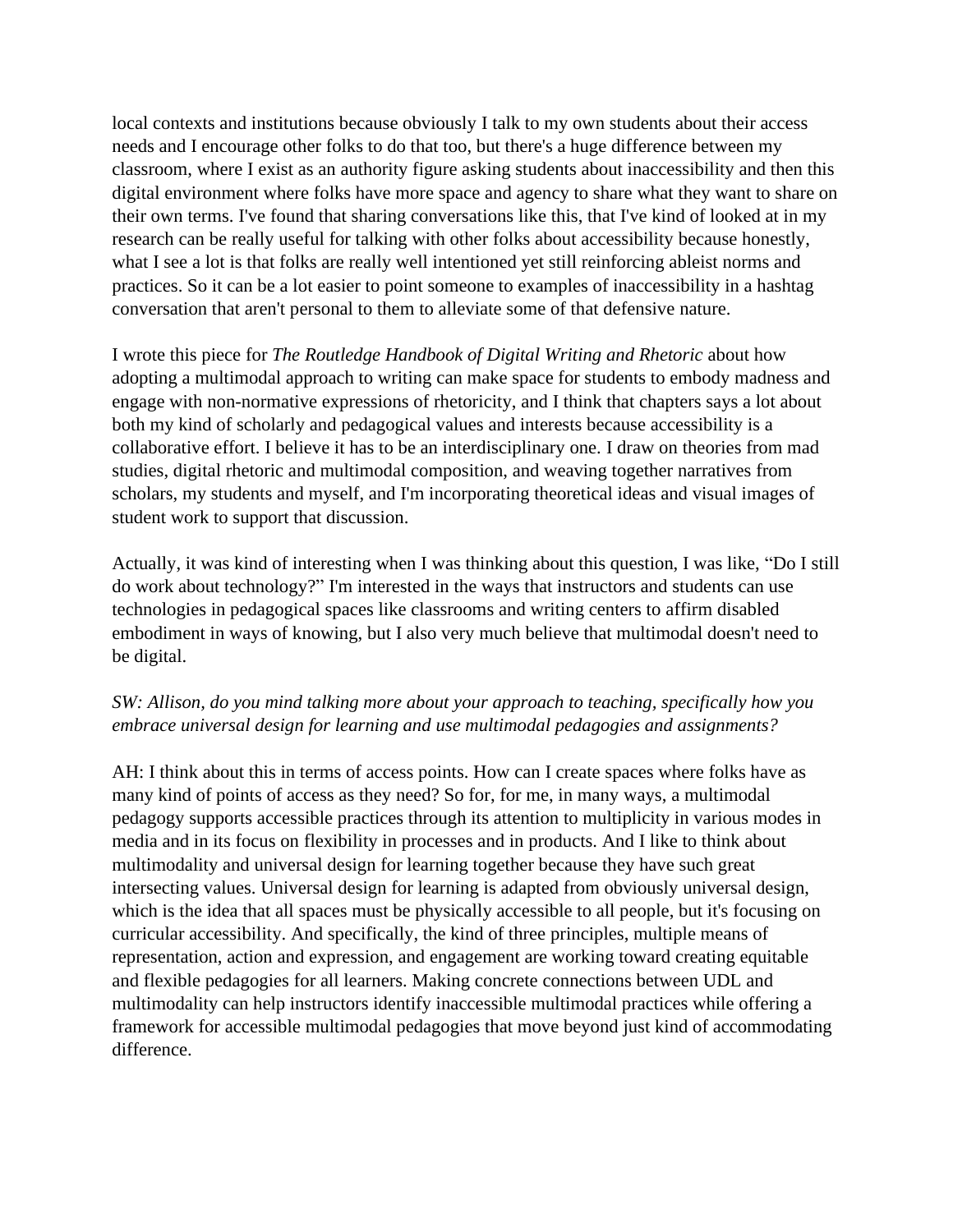local contexts and institutions because obviously I talk to my own students about their access needs and I encourage other folks to do that too, but there's a huge difference between my classroom, where I exist as an authority figure asking students about inaccessibility and then this digital environment where folks have more space and agency to share what they want to share on their own terms. I've found that sharing conversations like this, that I've kind of looked at in my research can be really useful for talking with other folks about accessibility because honestly, what I see a lot is that folks are really well intentioned yet still reinforcing ableist norms and practices. So it can be a lot easier to point someone to examples of inaccessibility in a hashtag conversation that aren't personal to them to alleviate some of that defensive nature.

I wrote this piece for *The Routledge Handbook of Digital Writing and Rhetoric* about how adopting a multimodal approach to writing can make space for students to embody madness and engage with non-normative expressions of rhetoricity, and I think that chapters says a lot about both my kind of scholarly and pedagogical values and interests because accessibility is a collaborative effort. I believe it has to be an interdisciplinary one. I draw on theories from mad studies, digital rhetoric and multimodal composition, and weaving together narratives from scholars, my students and myself, and I'm incorporating theoretical ideas and visual images of student work to support that discussion.

Actually, it was kind of interesting when I was thinking about this question, I was like, "Do I still do work about technology?" I'm interested in the ways that instructors and students can use technologies in pedagogical spaces like classrooms and writing centers to affirm disabled embodiment in ways of knowing, but I also very much believe that multimodal doesn't need to be digital.

*SW: Allison, do you mind talking more about your approach to teaching, specifically how you embrace universal design for learning and use multimodal pedagogies and assignments?*

AH: I think about this in terms of access points. How can I create spaces where folks have as many kind of points of access as they need? So for, for me, in many ways, a multimodal pedagogy supports accessible practices through its attention to multiplicity in various modes in media and in its focus on flexibility in processes and in products. And I like to think about multimodality and universal design for learning together because they have such great intersecting values. Universal design for learning is adapted from obviously universal design, which is the idea that all spaces must be physically accessible to all people, but it's focusing on curricular accessibility. And specifically, the kind of three principles, multiple means of representation, action and expression, and engagement are working toward creating equitable and flexible pedagogies for all learners. Making concrete connections between UDL and multimodality can help instructors identify inaccessible multimodal practices while offering a framework for accessible multimodal pedagogies that move beyond just kind of accommodating difference.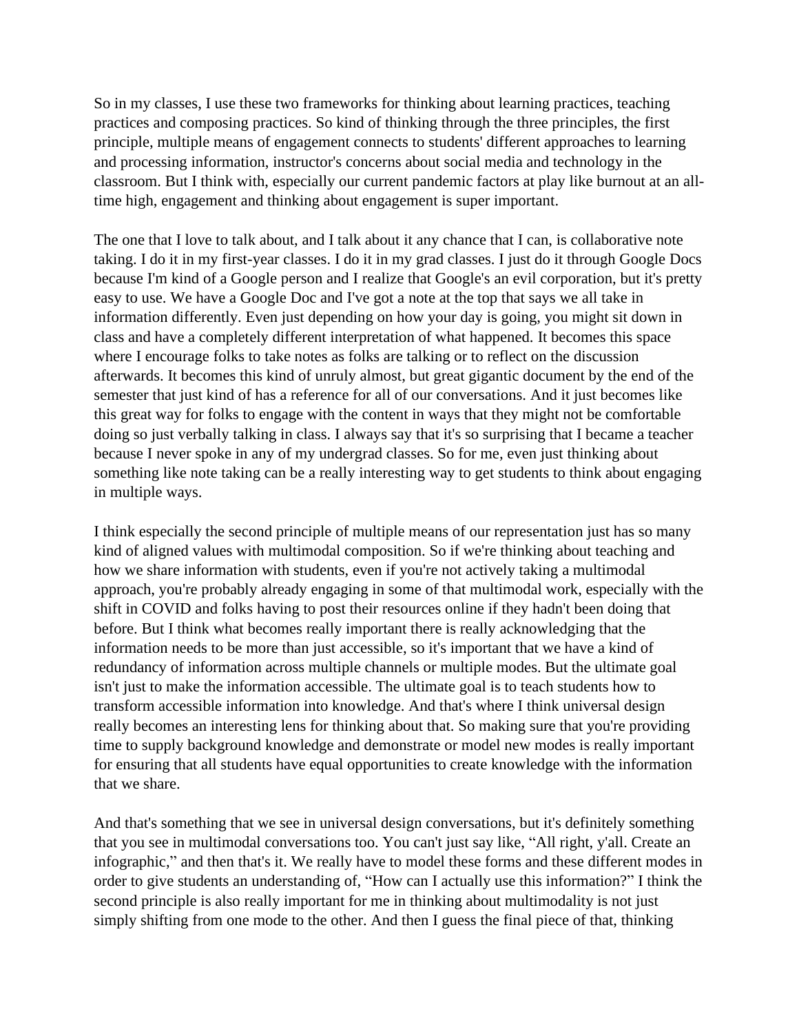So in my classes, I use these two frameworks for thinking about learning practices, teaching practices and composing practices. So kind of thinking through the three principles, the first principle, multiple means of engagement connects to students' different approaches to learning and processing information, instructor's concerns about social media and technology in the classroom. But I think with, especially our current pandemic factors at play like burnout at an all-time high, engagement and thinking about engagement is super important.

The one that I love to talk about, and I talk about it any chance that I can, is collaborative note taking. I do it in my first-year classes. I do it in my grad classes. I just do it through Google Docs because I'm kind of a Google person and I realize that Google's an evil corporation, but it's pretty easy to use. We have a Google Doc and I've got a note at the top that says we all take in information differently. Even just depending on how your day is going, you might sit down in class and have a completely different interpretation of what happened. It becomes this space where I encourage folks to take notes as folks are talking or to reflect on the discussion afterwards. It becomes this kind of unruly almost, but great gigantic document by the end of the semester that just kind of has a reference for all of our conversations. And it just becomes like this great way for folks to engage with the content in ways that they might not be comfortable doing so just verbally talking in class. I always say that it's so surprising that I became a teacher because I never spoke in any of my undergrad classes. So for me, even just thinking about something like note taking can be a really interesting way to get students to think about engaging in multiple ways.

I think especially the second principle of multiple means of our representation just has so many kind of aligned values with multimodal composition. So if we're thinking about teaching and how we share information with students, even if you're not actively taking a multimodal approach, you're probably already engaging in some of that multimodal work, especially with the shift in COVID and folks having to post their resources online if they hadn't been doing that before. But I think what becomes really important there is really acknowledging that the information needs to be more than just accessible, so it's important that we have a kind of redundancy of information across multiple channels or multiple modes. But the ultimate goal isn't just to make the information accessible. The ultimate goal is to teach students how to transform accessible information into knowledge. And that's where I think universal design really becomes an interesting lens for thinking about that. So making sure that you're providing time to supply background knowledge and demonstrate or model new modes is really important for ensuring that all students have equal opportunities to create knowledge with the information that we share.

And that's something that we see in universal design conversations, but it's definitely something that you see in multimodal conversations too. You can't just say like, "All right, y'all. Create an infographic," and then that's it. We really have to model these forms and these different modes in order to give students an understanding of, "How can I actually use this information?" I think the second principle is also really important for me in thinking about multimodality is not just simply shifting from one mode to the other. And then I guess the final piece of that, thinking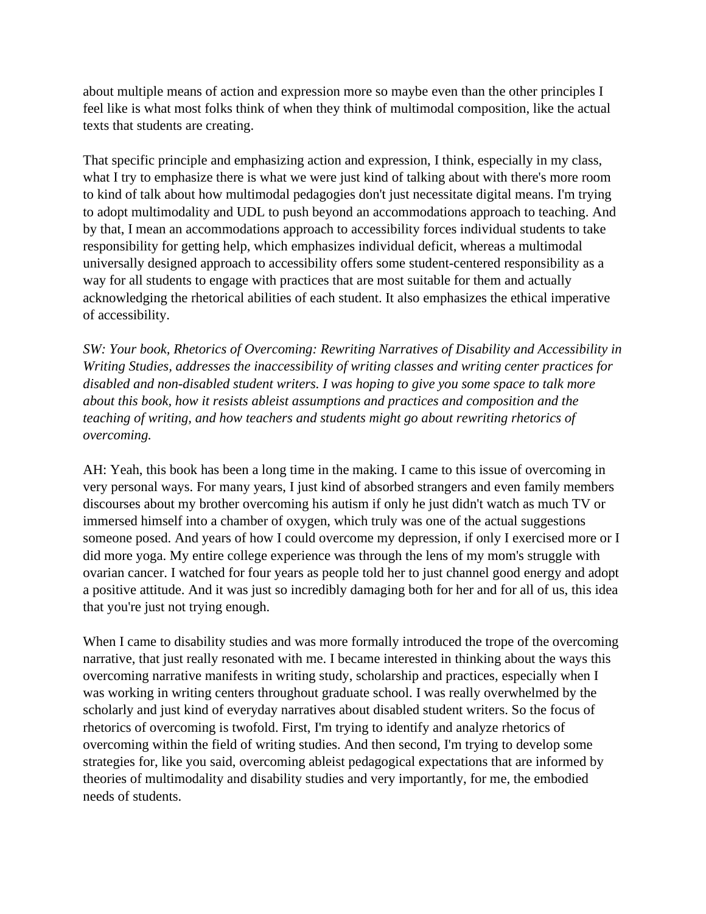about multiple means of action and expression more so maybe even than the other principles I feel like is what most folks think of when they think of multimodal composition, like the actual texts that students are creating.

That specific principle and emphasizing action and expression, I think, especially in my class, what I try to emphasize there is what we were just kind of talking about with there's more room to kind of talk about how multimodal pedagogies don't just necessitate digital means. I'm trying to adopt multimodality and UDL to push beyond an accommodations approach to teaching. And by that, I mean an accommodations approach to accessibility forces individual students to take responsibility for getting help, which emphasizes individual deficit, whereas a multimodal universally designed approach to accessibility offers some student-centered responsibility as a way for all students to engage with practices that are most suitable for them and actually acknowledging the rhetorical abilities of each student. It also emphasizes the ethical imperative of accessibility.

*SW: Your book, Rhetorics of Overcoming: Rewriting Narratives of Disability and Accessibility in Writing Studies, addresses the inaccessibility of writing classes and writing center practices for disabled and non-disabled student writers. I was hoping to give you some space to talk more about this book, how it resists ableist assumptions and practices and composition and the teaching of writing, and how teachers and students might go about rewriting rhetorics of overcoming.*

AH: Yeah, this book has been a long time in the making. I came to this issue of overcoming in very personal ways. For many years, I just kind of absorbed strangers and even family members discourses about my brother overcoming his autism if only he just didn't watch as much TV or immersed himself into a chamber of oxygen, which truly was one of the actual suggestions someone posed. And years of how I could overcome my depression, if only I exercised more or I did more yoga. My entire college experience was through the lens of my mom's struggle with ovarian cancer. I watched for four years as people told her to just channel good energy and adopt a positive attitude. And it was just so incredibly damaging both for her and for all of us, this idea that you're just not trying enough.

When I came to disability studies and was more formally introduced the trope of the overcoming narrative, that just really resonated with me. I became interested in thinking about the ways this overcoming narrative manifests in writing study, scholarship and practices, especially when I was working in writing centers throughout graduate school. I was really overwhelmed by the scholarly and just kind of everyday narratives about disabled student writers. So the focus of rhetorics of overcoming is twofold. First, I'm trying to identify and analyze rhetorics of overcoming within the field of writing studies. And then second, I'm trying to develop some strategies for, like you said, overcoming ableist pedagogical expectations that are informed by theories of multimodality and disability studies and very importantly, for me, the embodied needs of students.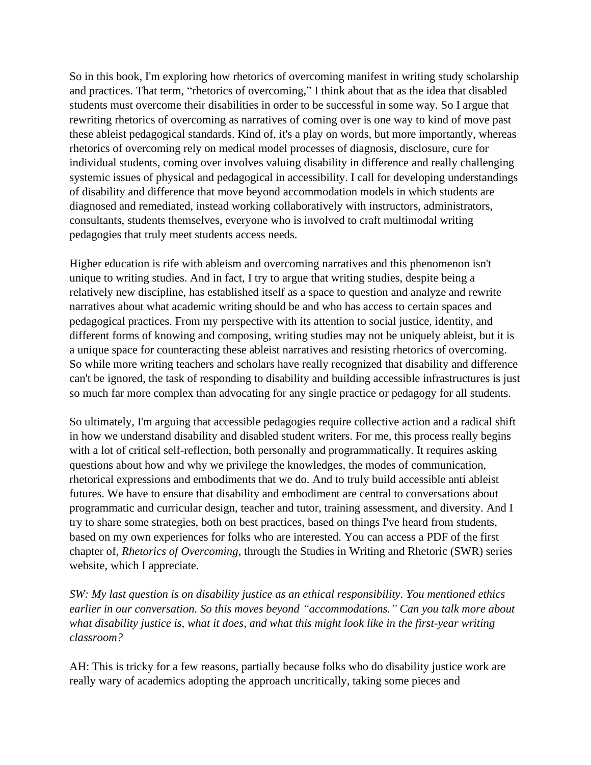So in this book, I'm exploring how rhetorics of overcoming manifest in writing study scholarship and practices. That term, "rhetorics of overcoming," I think about that as the idea that disabled students must overcome their disabilities in order to be successful in some way. So I argue that rewriting rhetorics of overcoming as narratives of coming over is one way to kind of move past these ableist pedagogical standards. Kind of, it's a play on words, but more importantly, whereas rhetorics of overcoming rely on medical model processes of diagnosis, disclosure, cure for individual students, coming over involves valuing disability in difference and really challenging systemic issues of physical and pedagogical in accessibility. I call for developing understandings of disability and difference that move beyond accommodation models in which students are diagnosed and remediated, instead working collaboratively with instructors, administrators, consultants, students themselves, everyone who is involved to craft multimodal writing pedagogies that truly meet students access needs.

Higher education is rife with ableism and overcoming narratives and this phenomenon isn't unique to writing studies. And in fact, I try to argue that writing studies, despite being a relatively new discipline, has established itself as a space to question and analyze and rewrite narratives about what academic writing should be and who has access to certain spaces and pedagogical practices. From my perspective with its attention to social justice, identity, and different forms of knowing and composing, writing studies may not be uniquely ableist, but it is a unique space for counteracting these ableist narratives and resisting rhetorics of overcoming. So while more writing teachers and scholars have really recognized that disability and difference can't be ignored, the task of responding to disability and building accessible infrastructures is just so much far more complex than advocating for any single practice or pedagogy for all students.

So ultimately, I'm arguing that accessible pedagogies require collective action and a radical shift in how we understand disability and disabled student writers. For me, this process really begins with a lot of critical self-reflection, both personally and programmatically. It requires asking questions about how and why we privilege the knowledges, the modes of communication, rhetorical expressions and embodiments that we do. And to truly build accessible anti ableist futures. We have to ensure that disability and embodiment are central to conversations about programmatic and curricular design, teacher and tutor, training assessment, and diversity. And I try to share some strategies, both on best practices, based on things I've heard from students, based on my own experiences for folks who are interested. You can access a PDF of the first chapter of, *Rhetorics of Overcoming*, through the Studies in Writing and Rhetoric (SWR) series website, which I appreciate.

*SW: My last question is on disability justice as an ethical responsibility. You mentioned ethics earlier in our conversation. So this moves beyond "accommodations." Can you talk more about what disability justice is, what it does, and what this might look like in the first-year writing classroom?*

AH: This is tricky for a few reasons, partially because folks who do disability justice work are really wary of academics adopting the approach uncritically, taking some pieces and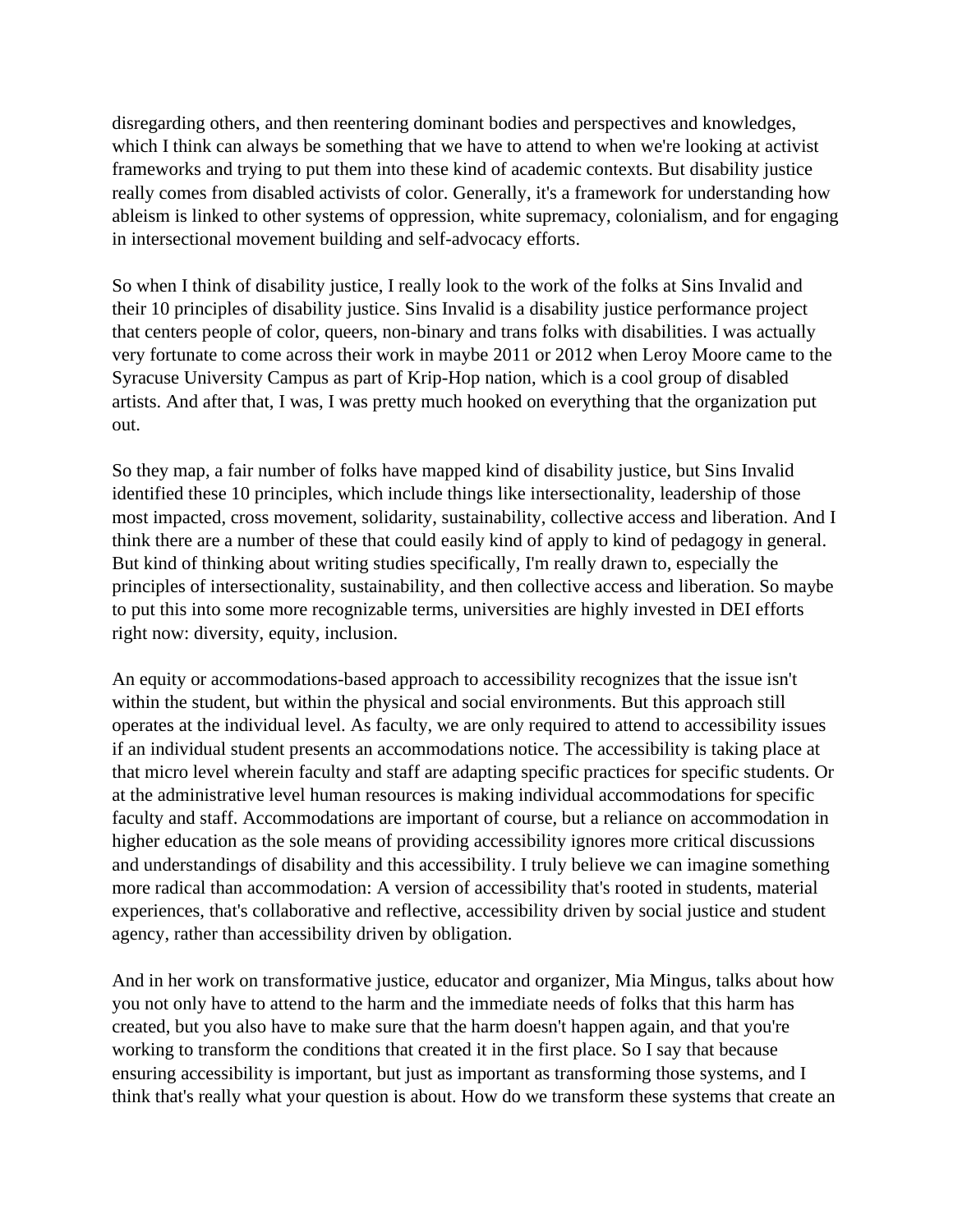disregarding others, and then reentering dominant bodies and perspectives and knowledges, which I think can always be something that we have to attend to when we're looking at activist frameworks and trying to put them into these kind of academic contexts. But disability justice really comes from disabled activists of color. Generally, it's a framework for understanding how ableism is linked to other systems of oppression, white supremacy, colonialism, and for engaging in intersectional movement building and self-advocacy efforts.

So when I think of disability justice, I really look to the work of the folks at Sins Invalid and their 10 principles of disability justice. Sins Invalid is a disability justice performance project that centers people of color, queers, non-binary and trans folks with disabilities. I was actually very fortunate to come across their work in maybe 2011 or 2012 when Leroy Moore came to the Syracuse University Campus as part of Krip-Hop nation, which is a cool group of disabled artists. And after that, I was, I was pretty much hooked on everything that the organization put out.

So they map, a fair number of folks have mapped kind of disability justice, but Sins Invalid identified these 10 principles, which include things like intersectionality, leadership of those most impacted, cross movement, solidarity, sustainability, collective access and liberation. And I think there are a number of these that could easily kind of apply to kind of pedagogy in general. But kind of thinking about writing studies specifically, I'm really drawn to, especially the principles of intersectionality, sustainability, and then collective access and liberation. So maybe to put this into some more recognizable terms, universities are highly invested in DEI efforts right now: diversity, equity, inclusion.

An equity or accommodations-based approach to accessibility recognizes that the issue isn't within the student, but within the physical and social environments. But this approach still operates at the individual level. As faculty, we are only required to attend to accessibility issues if an individual student presents an accommodations notice. The accessibility is taking place at that micro level wherein faculty and staff are adapting specific practices for specific students. Or at the administrative level human resources is making individual accommodations for specific faculty and staff. Accommodations are important of course, but a reliance on accommodation in higher education as the sole means of providing accessibility ignores more critical discussions and understandings of disability and this accessibility. I truly believe we can imagine something more radical than accommodation: A version of accessibility that's rooted in students, material experiences, that's collaborative and reflective, accessibility driven by social justice and student agency, rather than accessibility driven by obligation.

And in her work on transformative justice, educator and organizer, Mia Mingus, talks about how you not only have to attend to the harm and the immediate needs of folks that this harm has created, but you also have to make sure that the harm doesn't happen again, and that you're working to transform the conditions that created it in the first place. So I say that because ensuring accessibility is important, but just as important as transforming those systems, and I think that's really what your question is about. How do we transform these systems that create an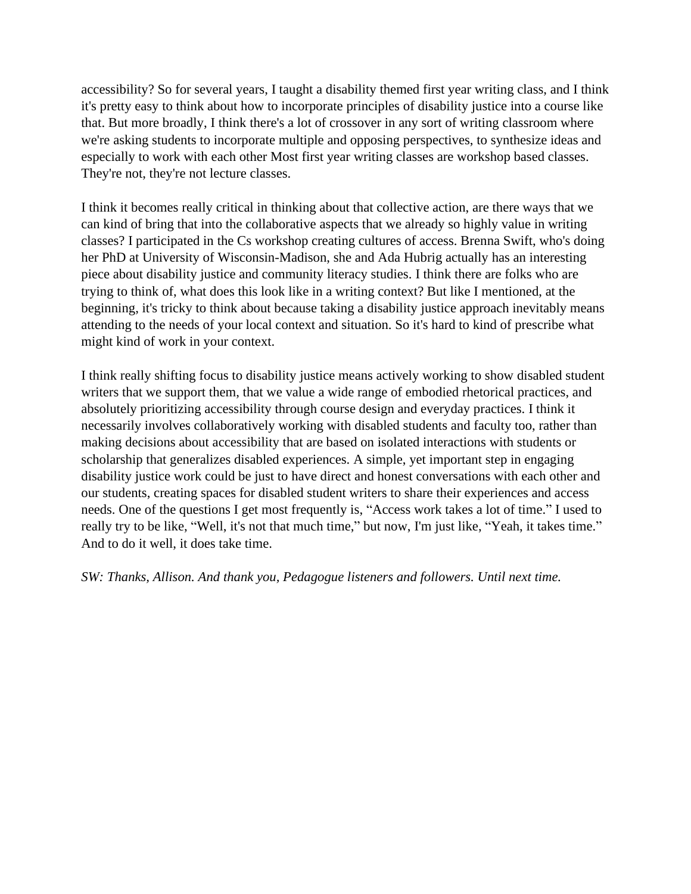accessibility? So for several years, I taught a disability themed first year writing class, and I think it's pretty easy to think about how to incorporate principles of disability justice into a course like that. But more broadly, I think there's a lot of crossover in any sort of writing classroom where we're asking students to incorporate multiple and opposing perspectives, to synthesize ideas and especially to work with each other Most first year writing classes are workshop based classes. They're not, they're not lecture classes.

I think it becomes really critical in thinking about that collective action, are there ways that we can kind of bring that into the collaborative aspects that we already so highly value in writing classes? I participated in the Cs workshop creating cultures of access. Brenna Swift, who's doing her PhD at University of Wisconsin-Madison, she and Ada Hubrig actually has an interesting piece about disability justice and community literacy studies. I think there are folks who are trying to think of, what does this look like in a writing context? But like I mentioned, at the beginning, it's tricky to think about because taking a disability justice approach inevitably means attending to the needs of your local context and situation. So it's hard to kind of prescribe what might kind of work in your context.

I think really shifting focus to disability justice means actively working to show disabled student writers that we support them, that we value a wide range of embodied rhetorical practices, and absolutely prioritizing accessibility through course design and everyday practices. I think it necessarily involves collaboratively working with disabled students and faculty too, rather than making decisions about accessibility that are based on isolated interactions with students or scholarship that generalizes disabled experiences. A simple, yet important step in engaging disability justice work could be just to have direct and honest conversations with each other and our students, creating spaces for disabled student writers to share their experiences and access needs. One of the questions I get most frequently is, "Access work takes a lot of time." I used to really try to be like, "Well, it's not that much time," but now, I'm just like, "Yeah, it takes time." And to do it well, it does take time.

*SW: Thanks, Allison. And thank you, Pedagogue listeners and followers. Until next time.*